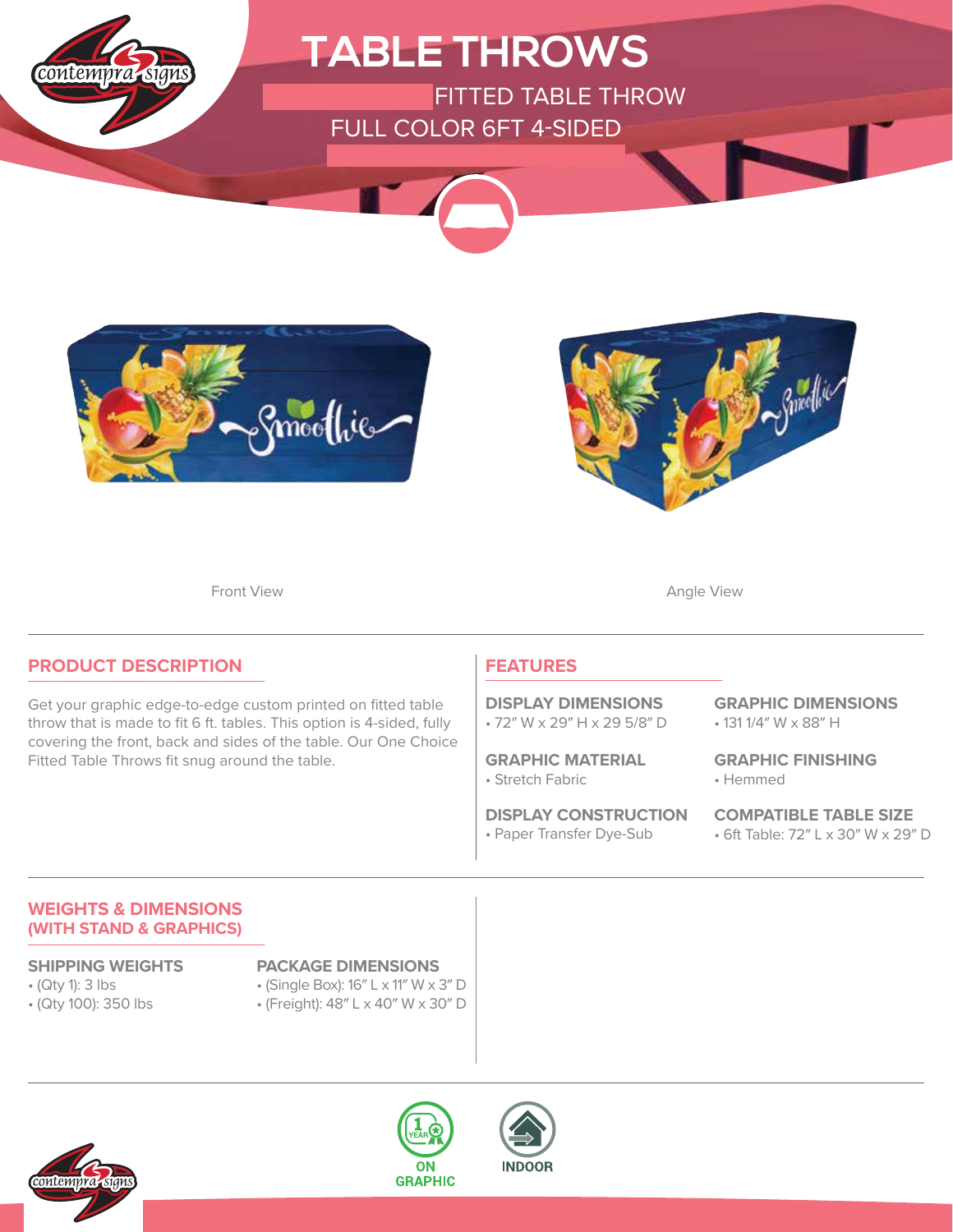# TABLE THROWS

FITTED TABLE THROW

FULL COLOR 6FT 4-SIDED

Front View

Angle View

## PRODUCT DESCRIPTION

Get your graphic edge-to-edge custom printed on fitted table throw that is made to fit 6 ft. tables. This option is 4-sided, fully covering the front, back and sides of the table. Our One Choice Fitted Table Throws fit snug around the table.

## FEATURES

**DISPLAY DIMENSIONS**
- 72″ W x 29″ H x 29 5/8″ D

**GRAPHIC DIMENSIONS**
- 131 1/4″ W x 88″ H

**GRAPHIC MATERIAL**
- Stretch Fabric

**GRAPHIC FINISHING**
- Hemmed

**DISPLAY CONSTRUCTION**
- Paper Transfer Dye-Sub

**COMPATIBLE TABLE SIZE**
- 6ft Table: 72″ L x 30″ W x 29″ D

## WEIGHTS & DIMENSIONS (WITH STAND & GRAPHICS)

**SHIPPING WEIGHTS**
- (Qty 1): 3 lbs
- (Qty 100): 350 lbs

**PACKAGE DIMENSIONS**
- (Single Box): 16″ L x 11″ W x 3″ D
- (Freight): 48″ L x 40″ W x 30″ D

1 YEAR ON GRAPHIC

INDOOR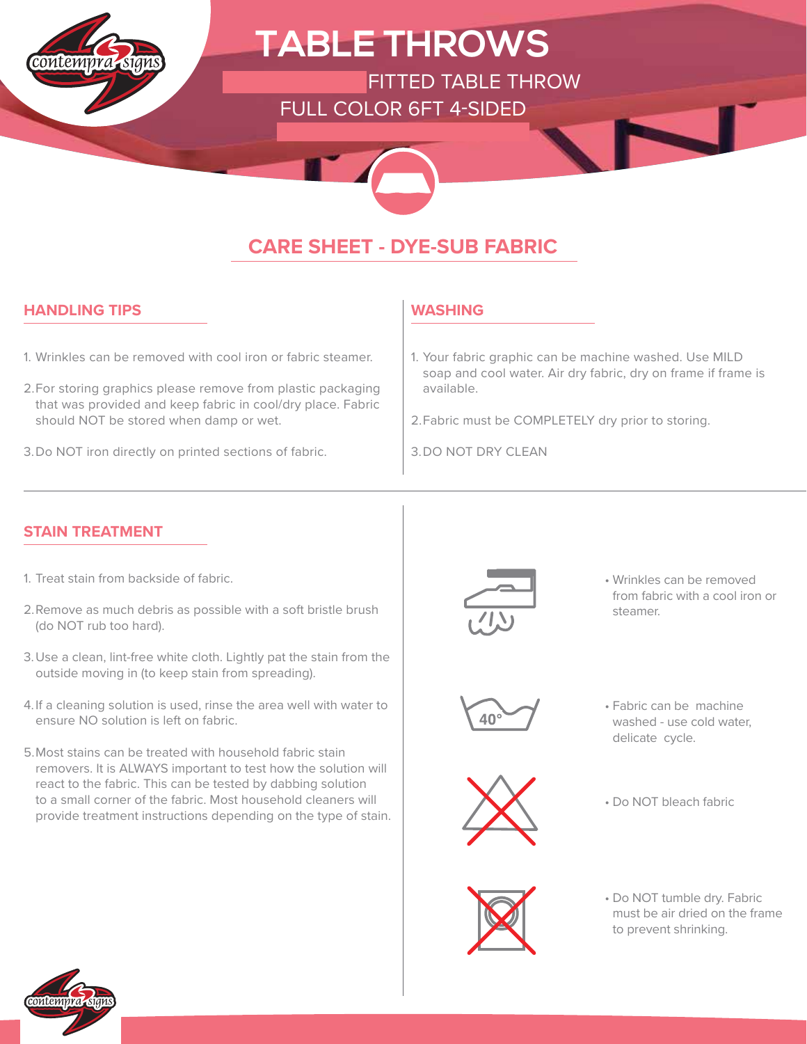# TABLE THROWS

FITTED TABLE THROW

FULL COLOR 6FT 4-SIDED

## CARE SHEET - DYE-SUB FABRIC

### HANDLING TIPS

1. Wrinkles can be removed with cool iron or fabric steamer.
2. For storing graphics please remove from plastic packaging that was provided and keep fabric in cool/dry place. Fabric should NOT be stored when damp or wet.
3. Do NOT iron directly on printed sections of fabric.

### WASHING

1. Your fabric graphic can be machine washed. Use MILD soap and cool water. Air dry fabric, dry on frame if frame is available.
2. Fabric must be COMPLETELY dry prior to storing.
3. DO NOT DRY CLEAN

### STAIN TREATMENT

1. Treat stain from backside of fabric.
2. Remove as much debris as possible with a soft bristle brush (do NOT rub too hard).
3. Use a clean, lint-free white cloth. Lightly pat the stain from the outside moving in (to keep stain from spreading).
4. If a cleaning solution is used, rinse the area well with water to ensure NO solution is left on fabric.
5. Most stains can be treated with household fabric stain removers. It is ALWAYS important to test how the solution will react to the fabric. This can be tested by dabbing solution to a small corner of the fabric. Most household cleaners will provide treatment instructions depending on the type of stain.

- Wrinkles can be removed from fabric with a cool iron or steamer.

40°

- Fabric can be machine washed - use cold water, delicate cycle.
- Do NOT bleach fabric
- Do NOT tumble dry. Fabric must be air dried on the frame to prevent shrinking.